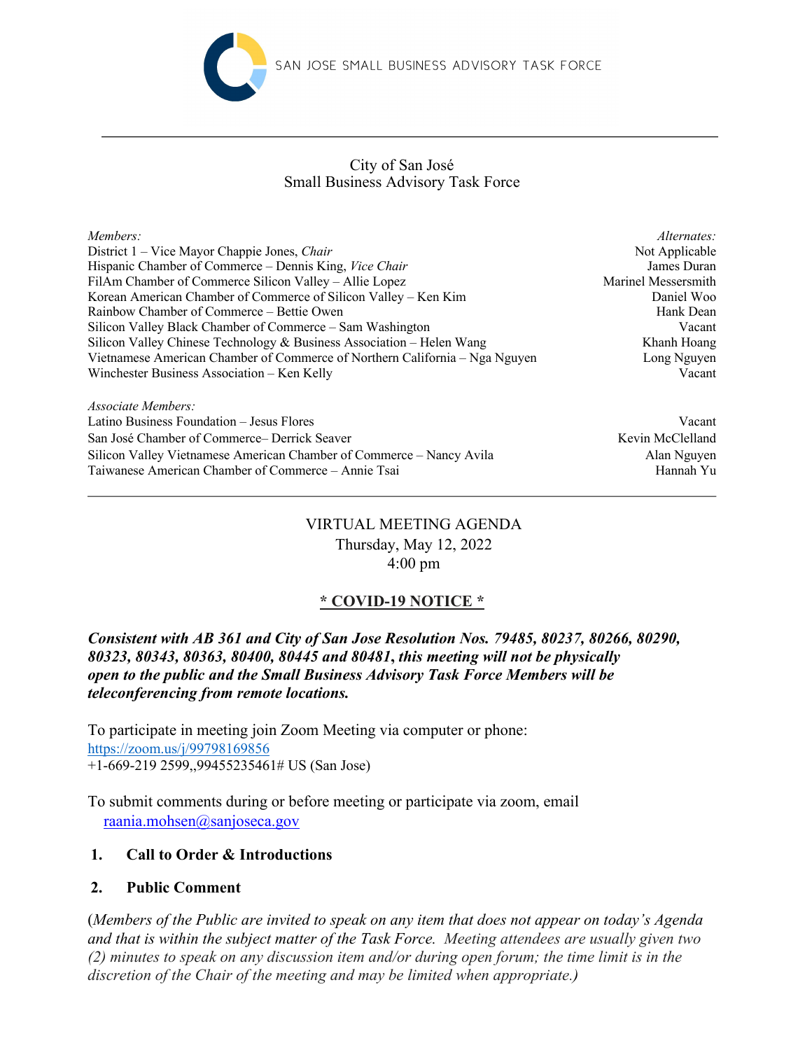SAN JOSE SMALL BUSINESS ADVISORY TASK FORCE

City of San José
Small Business Advisory Task Force

| *Members:* | *Alternates:* |
|---|---|
| District 1 – Vice Mayor Chappie Jones, *Chair* | Not Applicable |
| Hispanic Chamber of Commerce – Dennis King, *Vice Chair* | James Duran |
| FilAm Chamber of Commerce Silicon Valley – Allie Lopez | Marinel Messersmith |
| Korean American Chamber of Commerce of Silicon Valley – Ken Kim | Daniel Woo |
| Rainbow Chamber of Commerce – Bettie Owen | Hank Dean |
| Silicon Valley Black Chamber of Commerce – Sam Washington | Vacant |
| Silicon Valley Chinese Technology & Business Association – Helen Wang | Khanh Hoang |
| Vietnamese American Chamber of Commerce of Northern California – Nga Nguyen | Long Nguyen |
| Winchester Business Association – Ken Kelly | Vacant |

| *Associate Members:* | |
|---|---|
| Latino Business Foundation – Jesus Flores | Vacant |
| San José Chamber of Commerce– Derrick Seaver | Kevin McClelland |
| Silicon Valley Vietnamese American Chamber of Commerce – Nancy Avila | Alan Nguyen |
| Taiwanese American Chamber of Commerce – Annie Tsai | Hannah Yu |

VIRTUAL MEETING AGENDA
Thursday, May 12, 2022
4:00 pm

**\* COVID-19 NOTICE \***

***Consistent with AB 361 and City of San Jose Resolution Nos. 79485, 80237, 80266, 80290, 80323, 80343, 80363, 80400, 80445 and 80481, this meeting will not be physically open to the public and the Small Business Advisory Task Force Members will be teleconferencing from remote locations.***

To participate in meeting join Zoom Meeting via computer or phone:
https://zoom.us/j/99798169856
+1-669-219 2599,,99455235461# US (San Jose)

To submit comments during or before meeting or participate via zoom, email
raania.mohsen@sanjoseca.gov

1. **Call to Order & Introductions**

2. **Public Comment**

(*Members of the Public are invited to speak on any item that does not appear on today's Agenda and that is within the subject matter of the Task Force. Meeting attendees are usually given two (2) minutes to speak on any discussion item and/or during open forum; the time limit is in the discretion of the Chair of the meeting and may be limited when appropriate.)*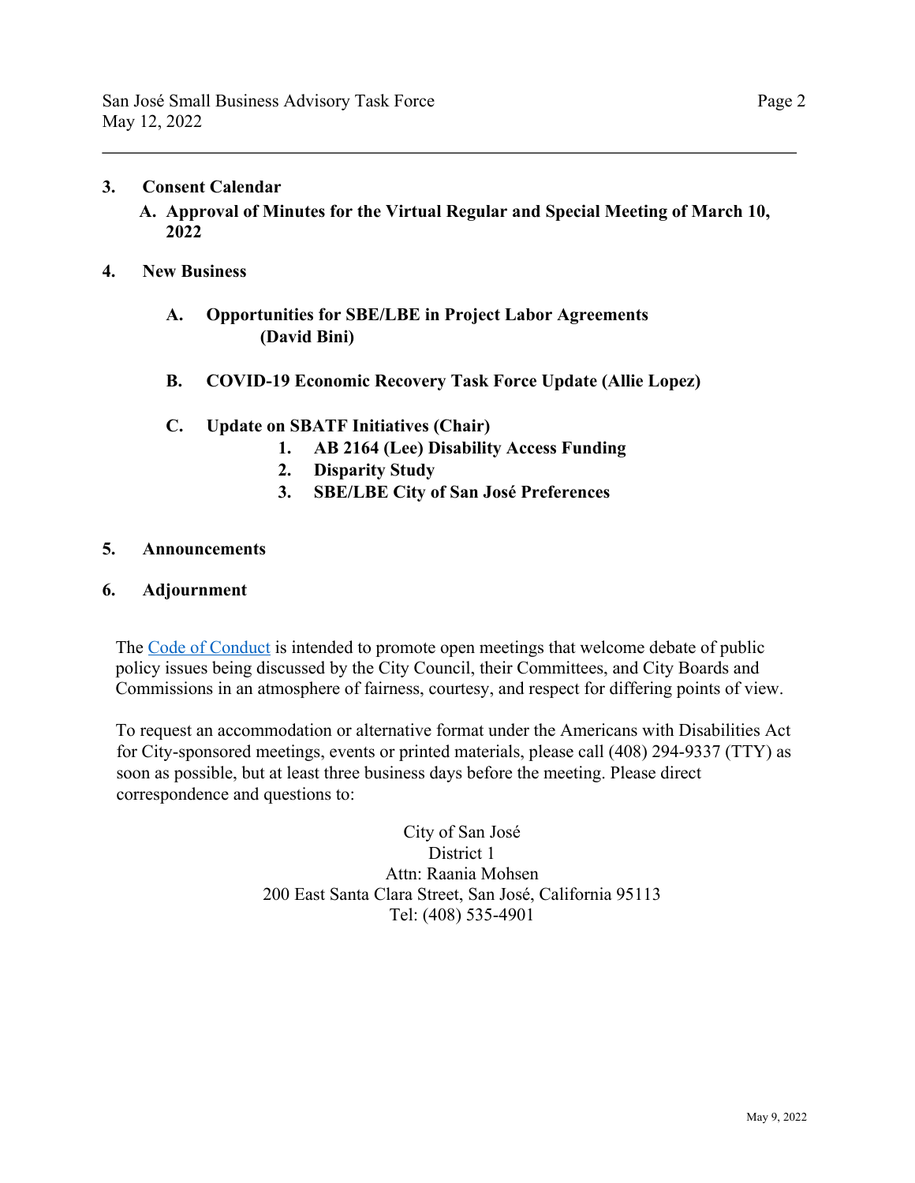3. **Consent Calendar**
   - **A. Approval of Minutes for the Virtual Regular and Special Meeting of March 10, 2022**

4. **New Business**
   - **A. Opportunities for SBE/LBE in Project Labor Agreements (David Bini)**
   - **B. COVID-19 Economic Recovery Task Force Update (Allie Lopez)**
   - **C. Update on SBATF Initiatives (Chair)**
     1. **AB 2164 (Lee) Disability Access Funding**
     2. **Disparity Study**
     3. **SBE/LBE City of San José Preferences**

5. **Announcements**

6. **Adjournment**

The Code of Conduct is intended to promote open meetings that welcome debate of public policy issues being discussed by the City Council, their Committees, and City Boards and Commissions in an atmosphere of fairness, courtesy, and respect for differing points of view.

To request an accommodation or alternative format under the Americans with Disabilities Act for City-sponsored meetings, events or printed materials, please call (408) 294-9337 (TTY) as soon as possible, but at least three business days before the meeting. Please direct correspondence and questions to:

City of San José
District 1
Attn: Raania Mohsen
200 East Santa Clara Street, San José, California 95113
Tel: (408) 535-4901

May 9, 2022